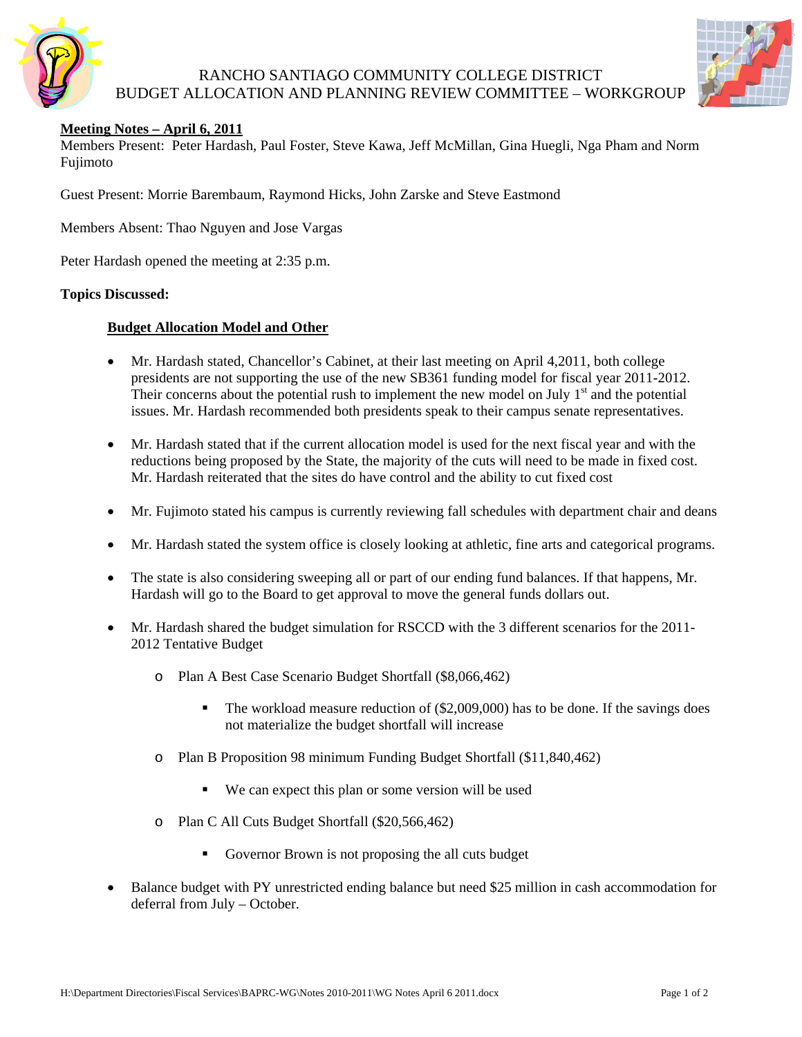# RANCHO SANTIAGO COMMUNITY COLLEGE DISTRICT
## BUDGET ALLOCATION AND PLANNING REVIEW COMMITTEE – WORKGROUP

**Meeting Notes – April 6, 2011**

Members Present: Peter Hardash, Paul Foster, Steve Kawa, Jeff McMillan, Gina Huegli, Nga Pham and Norm Fujimoto

Guest Present: Morrie Barembaum, Raymond Hicks, John Zarske and Steve Eastmond

Members Absent: Thao Nguyen and Jose Vargas

Peter Hardash opened the meeting at 2:35 p.m.

**Topics Discussed:**

**Budget Allocation Model and Other**

- Mr. Hardash stated, Chancellor's Cabinet, at their last meeting on April 4,2011, both college presidents are not supporting the use of the new SB361 funding model for fiscal year 2011-2012. Their concerns about the potential rush to implement the new model on July 1st and the potential issues. Mr. Hardash recommended both presidents speak to their campus senate representatives.
- Mr. Hardash stated that if the current allocation model is used for the next fiscal year and with the reductions being proposed by the State, the majority of the cuts will need to be made in fixed cost. Mr. Hardash reiterated that the sites do have control and the ability to cut fixed cost
- Mr. Fujimoto stated his campus is currently reviewing fall schedules with department chair and deans
- Mr. Hardash stated the system office is closely looking at athletic, fine arts and categorical programs.
- The state is also considering sweeping all or part of our ending fund balances. If that happens, Mr. Hardash will go to the Board to get approval to move the general funds dollars out.
- Mr. Hardash shared the budget simulation for RSCCD with the 3 different scenarios for the 2011-2012 Tentative Budget
  - Plan A Best Case Scenario Budget Shortfall ($8,066,462)
    - The workload measure reduction of ($2,009,000) has to be done. If the savings does not materialize the budget shortfall will increase
  - Plan B Proposition 98 minimum Funding Budget Shortfall ($11,840,462)
    - We can expect this plan or some version will be used
  - Plan C All Cuts Budget Shortfall ($20,566,462)
    - Governor Brown is not proposing the all cuts budget
- Balance budget with PY unrestricted ending balance but need $25 million in cash accommodation for deferral from July – October.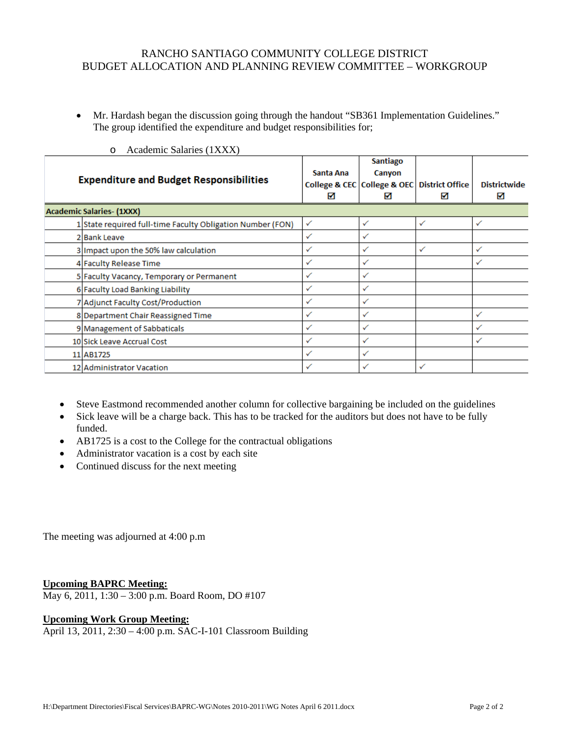# RANCHO SANTIAGO COMMUNITY COLLEGE DISTRICT
# BUDGET ALLOCATION AND PLANNING REVIEW COMMITTEE – WORKGROUP

- Mr. Hardash began the discussion going through the handout "SB361 Implementation Guidelines." The group identified the expenditure and budget responsibilities for;
  - Academic Salaries (1XXX)

| | Expenditure and Budget Responsibilities | Santa Ana College & CEC ☑ | Santiago Canyon College & OEC ☑ | District Office ☑ | Districtwide ☑ |
|---|---|---|---|---|---|
| **Academic Salaries- (1XXX)** | | | | | |
| 1 | State required full-time Faculty Obligation Number (FON) | ✓ | ✓ | ✓ | ✓ |
| 2 | Bank Leave | ✓ | ✓ | | |
| 3 | Impact upon the 50% law calculation | ✓ | ✓ | ✓ | ✓ |
| 4 | Faculty Release Time | ✓ | ✓ | | ✓ |
| 5 | Faculty Vacancy, Temporary or Permanent | ✓ | ✓ | | |
| 6 | Faculty Load Banking Liability | ✓ | ✓ | | |
| 7 | Adjunct Faculty Cost/Production | ✓ | ✓ | | |
| 8 | Department Chair Reassigned Time | ✓ | ✓ | | ✓ |
| 9 | Management of Sabbaticals | ✓ | ✓ | | ✓ |
| 10 | Sick Leave Accrual Cost | ✓ | ✓ | | ✓ |
| 11 | AB1725 | ✓ | ✓ | | |
| 12 | Administrator Vacation | ✓ | ✓ | ✓ | |

- Steve Eastmond recommended another column for collective bargaining be included on the guidelines
- Sick leave will be a charge back. This has to be tracked for the auditors but does not have to be fully funded.
- AB1725 is a cost to the College for the contractual obligations
- Administrator vacation is a cost by each site
- Continued discuss for the next meeting

The meeting was adjourned at 4:00 p.m

**Upcoming BAPRC Meeting:**
May 6, 2011, 1:30 – 3:00 p.m. Board Room, DO #107

**Upcoming Work Group Meeting:**
April 13, 2011, 2:30 – 4:00 p.m. SAC-I-101 Classroom Building

H:\Department Directories\Fiscal Services\BAPRC-WG\Notes 2010-2011\WG Notes April 6 2011.docx